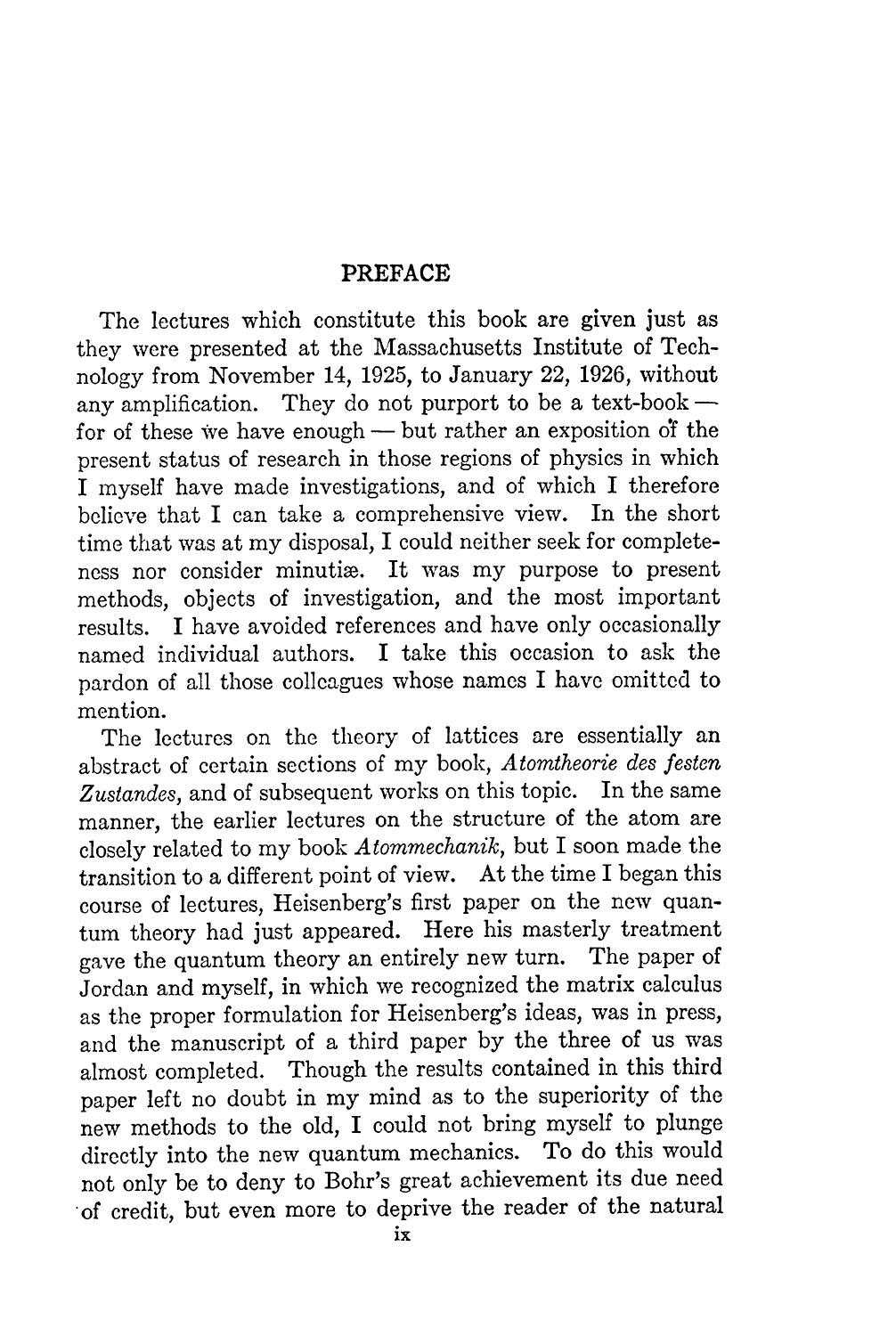# PREFACE

The lectures which constitute this book are given just as they were presented at the Massachusetts Institute of Technology from November 14, 1925, to January 22, 1926, without any amplification. They do not purport to be a text-book — for of these we have enough — but rather an exposition of the present status of research in those regions of physics in which I myself have made investigations, and of which I therefore believe that I can take a comprehensive view. In the short time that was at my disposal, I could neither seek for completeness nor consider minutiæ. It was my purpose to present methods, objects of investigation, and the most important results. I have avoided references and have only occasionally named individual authors. I take this occasion to ask the pardon of all those colleagues whose names I have omitted to mention.

The lectures on the theory of lattices are essentially an abstract of certain sections of my book, *Atomtheorie des festen Zustandes*, and of subsequent works on this topic. In the same manner, the earlier lectures on the structure of the atom are closely related to my book *Atommechanik*, but I soon made the transition to a different point of view. At the time I began this course of lectures, Heisenberg's first paper on the new quantum theory had just appeared. Here his masterly treatment gave the quantum theory an entirely new turn. The paper of Jordan and myself, in which we recognized the matrix calculus as the proper formulation for Heisenberg's ideas, was in press, and the manuscript of a third paper by the three of us was almost completed. Though the results contained in this third paper left no doubt in my mind as to the superiority of the new methods to the old, I could not bring myself to plunge directly into the new quantum mechanics. To do this would not only be to deny to Bohr's great achievement its due need of credit, but even more to deprive the reader of the natural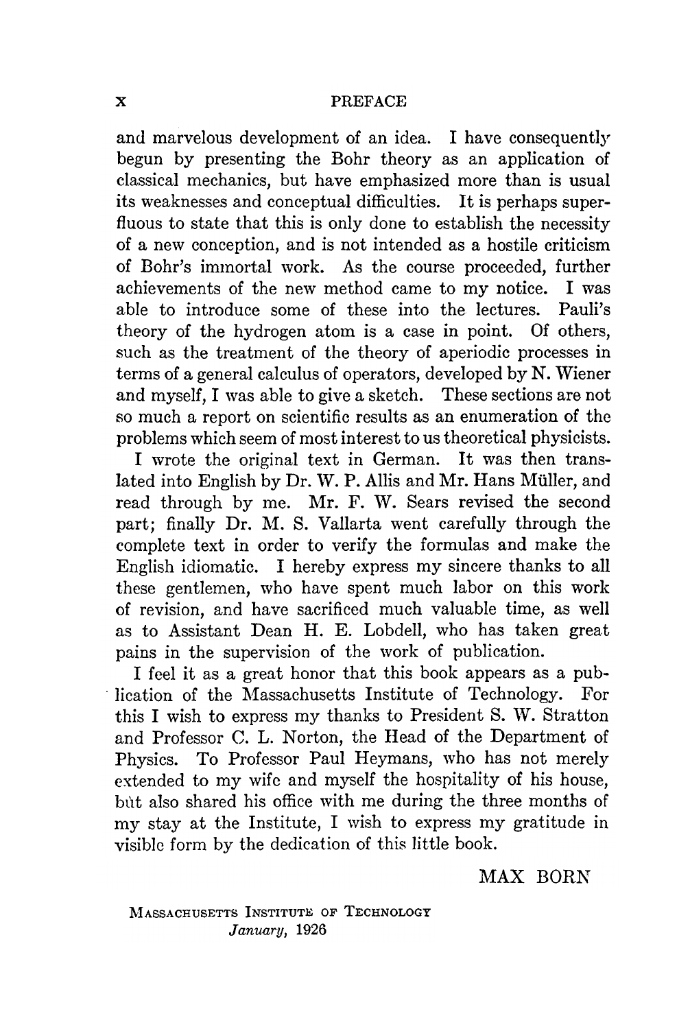and marvelous development of an idea. I have consequently begun by presenting the Bohr theory as an application of classical mechanics, but have emphasized more than is usual its weaknesses and conceptual difficulties. It is perhaps superfluous to state that this is only done to establish the necessity of a new conception, and is not intended as a hostile criticism of Bohr's immortal work. As the course proceeded, further achievements of the new method came to my notice. I was able to introduce some of these into the lectures. Pauli's theory of the hydrogen atom is a case in point. Of others, such as the treatment of the theory of aperiodic processes in terms of a general calculus of operators, developed by N. Wiener and myself, I was able to give a sketch. These sections are not so much a report on scientific results as an enumeration of the problems which seem of most interest to us theoretical physicists.

I wrote the original text in German. It was then translated into English by Dr. W. P. Allis and Mr. Hans Müller, and read through by me. Mr. F. W. Sears revised the second part; finally Dr. M. S. Vallarta went carefully through the complete text in order to verify the formulas and make the English idiomatic. I hereby express my sincere thanks to all these gentlemen, who have spent much labor on this work of revision, and have sacrificed much valuable time, as well as to Assistant Dean H. E. Lobdell, who has taken great pains in the supervision of the work of publication.

I feel it as a great honor that this book appears as a publication of the Massachusetts Institute of Technology. For this I wish to express my thanks to President S. W. Stratton and Professor C. L. Norton, the Head of the Department of Physics. To Professor Paul Heymans, who has not merely extended to my wife and myself the hospitality of his house, but also shared his office with me during the three months of my stay at the Institute, I wish to express my gratitude in visible form by the dedication of this little book.

MAX BORN

Massachusetts Institute of Technology
*January,* 1926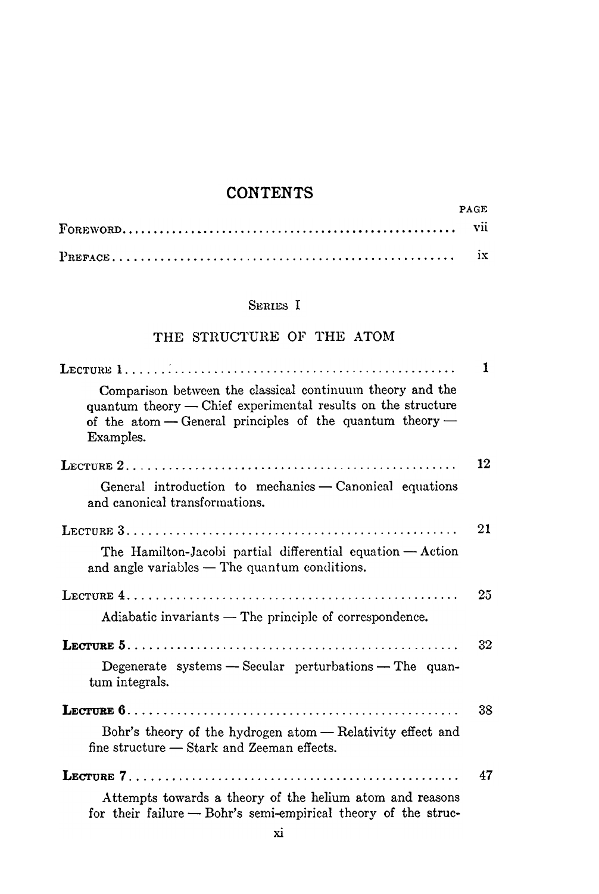# CONTENTS

| | PAGE |
|---|---|
| Foreword | vii |
| Preface | ix |

## Series I

## THE STRUCTURE OF THE ATOM

| | |
|---|---|
| Lecture 1 | 1 |

Comparison between the classical continuum theory and the quantum theory — Chief experimental results on the structure of the atom — General principles of the quantum theory — Examples.

| | |
|---|---|
| Lecture 2 | 12 |

General introduction to mechanics — Canonical equations and canonical transformations.

| | |
|---|---|
| Lecture 3 | 21 |

The Hamilton-Jacobi partial differential equation — Action and angle variables — The quantum conditions.

| | |
|---|---|
| Lecture 4 | 25 |

Adiabatic invariants — The principle of correspondence.

| | |
|---|---|
| Lecture 5 | 32 |

Degenerate systems — Secular perturbations — The quantum integrals.

| | |
|---|---|
| Lecture 6 | 38 |

Bohr's theory of the hydrogen atom — Relativity effect and fine structure — Stark and Zeeman effects.

| | |
|---|---|
| Lecture 7 | 47 |

Attempts towards a theory of the helium atom and reasons for their failure — Bohr's semi-empirical theory of the struc-